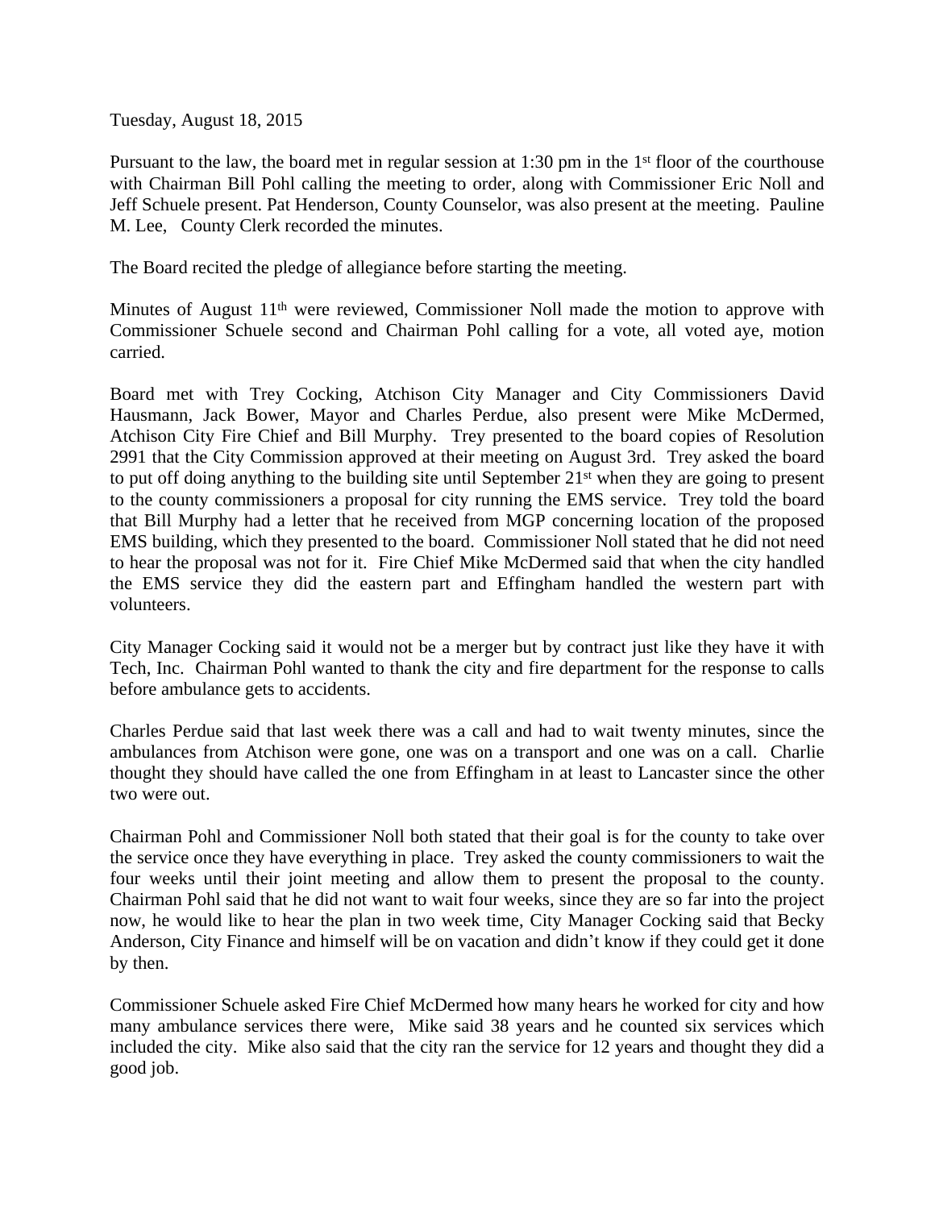Tuesday, August 18, 2015

Pursuant to the law, the board met in regular session at 1:30 pm in the 1st floor of the courthouse with Chairman Bill Pohl calling the meeting to order, along with Commissioner Eric Noll and Jeff Schuele present. Pat Henderson, County Counselor, was also present at the meeting. Pauline M. Lee, County Clerk recorded the minutes.

The Board recited the pledge of allegiance before starting the meeting.

Minutes of August 11th were reviewed, Commissioner Noll made the motion to approve with Commissioner Schuele second and Chairman Pohl calling for a vote, all voted aye, motion carried.

Board met with Trey Cocking, Atchison City Manager and City Commissioners David Hausmann, Jack Bower, Mayor and Charles Perdue, also present were Mike McDermed, Atchison City Fire Chief and Bill Murphy. Trey presented to the board copies of Resolution 2991 that the City Commission approved at their meeting on August 3rd. Trey asked the board to put off doing anything to the building site until September 21st when they are going to present to the county commissioners a proposal for city running the EMS service. Trey told the board that Bill Murphy had a letter that he received from MGP concerning location of the proposed EMS building, which they presented to the board. Commissioner Noll stated that he did not need to hear the proposal was not for it. Fire Chief Mike McDermed said that when the city handled the EMS service they did the eastern part and Effingham handled the western part with volunteers.

City Manager Cocking said it would not be a merger but by contract just like they have it with Tech, Inc. Chairman Pohl wanted to thank the city and fire department for the response to calls before ambulance gets to accidents.

Charles Perdue said that last week there was a call and had to wait twenty minutes, since the ambulances from Atchison were gone, one was on a transport and one was on a call. Charlie thought they should have called the one from Effingham in at least to Lancaster since the other two were out.

Chairman Pohl and Commissioner Noll both stated that their goal is for the county to take over the service once they have everything in place. Trey asked the county commissioners to wait the four weeks until their joint meeting and allow them to present the proposal to the county. Chairman Pohl said that he did not want to wait four weeks, since they are so far into the project now, he would like to hear the plan in two week time, City Manager Cocking said that Becky Anderson, City Finance and himself will be on vacation and didn't know if they could get it done by then.

Commissioner Schuele asked Fire Chief McDermed how many hears he worked for city and how many ambulance services there were, Mike said 38 years and he counted six services which included the city. Mike also said that the city ran the service for 12 years and thought they did a good job.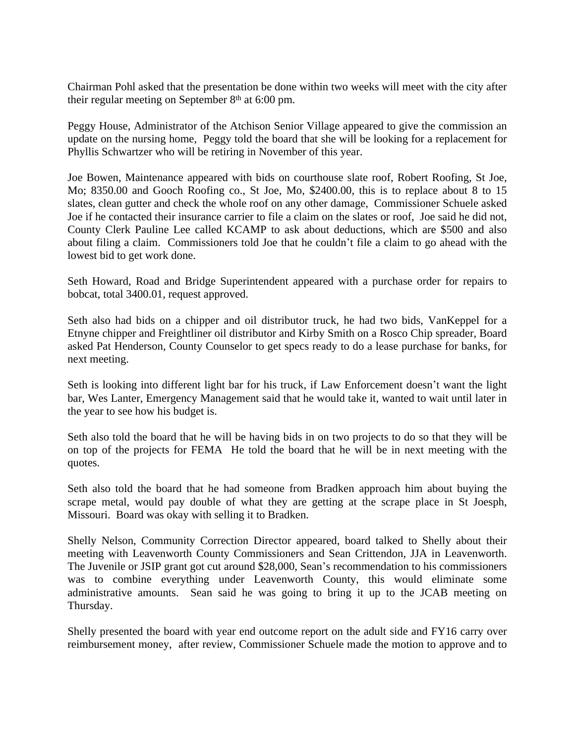Chairman Pohl asked that the presentation be done within two weeks will meet with the city after their regular meeting on September 8th at 6:00 pm.

Peggy House, Administrator of the Atchison Senior Village appeared to give the commission an update on the nursing home, Peggy told the board that she will be looking for a replacement for Phyllis Schwartzer who will be retiring in November of this year.

Joe Bowen, Maintenance appeared with bids on courthouse slate roof, Robert Roofing, St Joe, Mo; 8350.00 and Gooch Roofing co., St Joe, Mo, $2400.00, this is to replace about 8 to 15 slates, clean gutter and check the whole roof on any other damage, Commissioner Schuele asked Joe if he contacted their insurance carrier to file a claim on the slates or roof, Joe said he did not, County Clerk Pauline Lee called KCAMP to ask about deductions, which are $500 and also about filing a claim. Commissioners told Joe that he couldn't file a claim to go ahead with the lowest bid to get work done.

Seth Howard, Road and Bridge Superintendent appeared with a purchase order for repairs to bobcat, total 3400.01, request approved.

Seth also had bids on a chipper and oil distributor truck, he had two bids, VanKeppel for a Etnyne chipper and Freightliner oil distributor and Kirby Smith on a Rosco Chip spreader, Board asked Pat Henderson, County Counselor to get specs ready to do a lease purchase for banks, for next meeting.

Seth is looking into different light bar for his truck, if Law Enforcement doesn't want the light bar, Wes Lanter, Emergency Management said that he would take it, wanted to wait until later in the year to see how his budget is.

Seth also told the board that he will be having bids in on two projects to do so that they will be on top of the projects for FEMA He told the board that he will be in next meeting with the quotes.

Seth also told the board that he had someone from Bradken approach him about buying the scrape metal, would pay double of what they are getting at the scrape place in St Joesph, Missouri. Board was okay with selling it to Bradken.

Shelly Nelson, Community Correction Director appeared, board talked to Shelly about their meeting with Leavenworth County Commissioners and Sean Crittendon, JJA in Leavenworth. The Juvenile or JSIP grant got cut around $28,000, Sean's recommendation to his commissioners was to combine everything under Leavenworth County, this would eliminate some administrative amounts. Sean said he was going to bring it up to the JCAB meeting on Thursday.

Shelly presented the board with year end outcome report on the adult side and FY16 carry over reimbursement money, after review, Commissioner Schuele made the motion to approve and to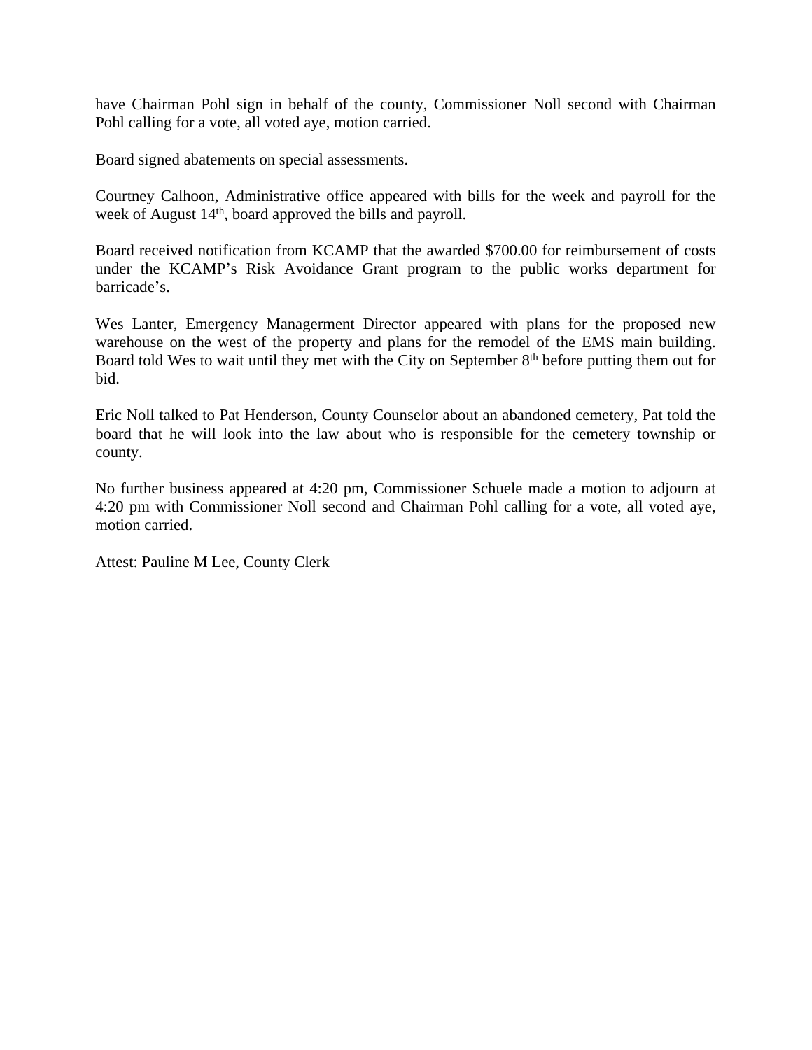have Chairman Pohl sign in behalf of the county, Commissioner Noll second with Chairman Pohl calling for a vote, all voted aye, motion carried.

Board signed abatements on special assessments.

Courtney Calhoon, Administrative office appeared with bills for the week and payroll for the week of August 14th, board approved the bills and payroll.

Board received notification from KCAMP that the awarded $700.00 for reimbursement of costs under the KCAMP's Risk Avoidance Grant program to the public works department for barricade's.

Wes Lanter, Emergency Managerment Director appeared with plans for the proposed new warehouse on the west of the property and plans for the remodel of the EMS main building. Board told Wes to wait until they met with the City on September 8th before putting them out for bid.

Eric Noll talked to Pat Henderson, County Counselor about an abandoned cemetery, Pat told the board that he will look into the law about who is responsible for the cemetery township or county.

No further business appeared at 4:20 pm, Commissioner Schuele made a motion to adjourn at 4:20 pm with Commissioner Noll second and Chairman Pohl calling for a vote, all voted aye, motion carried.

Attest: Pauline M Lee, County Clerk